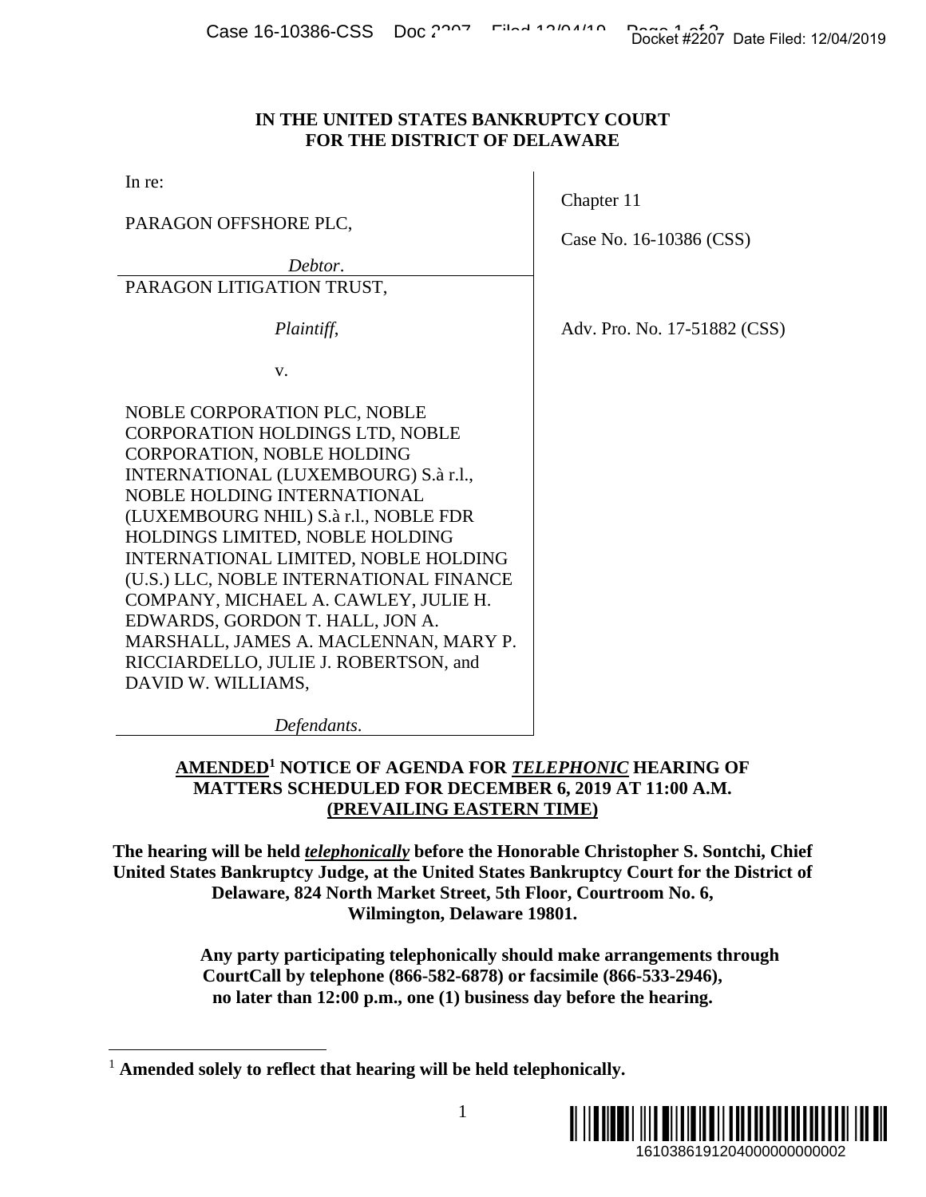**IN THE UNITED STATES BANKRUPTCY COURT**
**FOR THE DISTRICT OF DELAWARE**

| | |
|---|---|
| In re:<br><br>PARAGON OFFSHORE PLC,<br><br>*Debtor*. | Chapter 11<br><br>Case No. 16-10386 (CSS) |
| PARAGON LITIGATION TRUST,<br><br>*Plaintiff*,<br><br>v.<br><br>NOBLE CORPORATION PLC, NOBLE CORPORATION HOLDINGS LTD, NOBLE CORPORATION, NOBLE HOLDING INTERNATIONAL (LUXEMBOURG) S.à r.l., NOBLE HOLDING INTERNATIONAL (LUXEMBOURG NHIL) S.à r.l., NOBLE FDR HOLDINGS LIMITED, NOBLE HOLDING INTERNATIONAL LIMITED, NOBLE HOLDING (U.S.) LLC, NOBLE INTERNATIONAL FINANCE COMPANY, MICHAEL A. CAWLEY, JULIE H. EDWARDS, GORDON T. HALL, JON A. MARSHALL, JAMES A. MACLENNAN, MARY P. RICCIARDELLO, JULIE J. ROBERTSON, and DAVID W. WILLIAMS,<br><br>*Defendants*. | Adv. Pro. No. 17-51882 (CSS) |

**AMENDED[1] NOTICE OF AGENDA FOR *TELEPHONIC* HEARING OF MATTERS SCHEDULED FOR DECEMBER 6, 2019 AT 11:00 A.M. (PREVAILING EASTERN TIME)**

**The hearing will be held *telephonically* before the Honorable Christopher S. Sontchi, Chief United States Bankruptcy Judge, at the United States Bankruptcy Court for the District of Delaware, 824 North Market Street, 5th Floor, Courtroom No. 6, Wilmington, Delaware 19801.**

**Any party participating telephonically should make arrangements through CourtCall by telephone (866-582-6878) or facsimile (866-533-2946), no later than 12:00 p.m., one (1) business day before the hearing.**

[1] **Amended solely to reflect that hearing will be held telephonically.**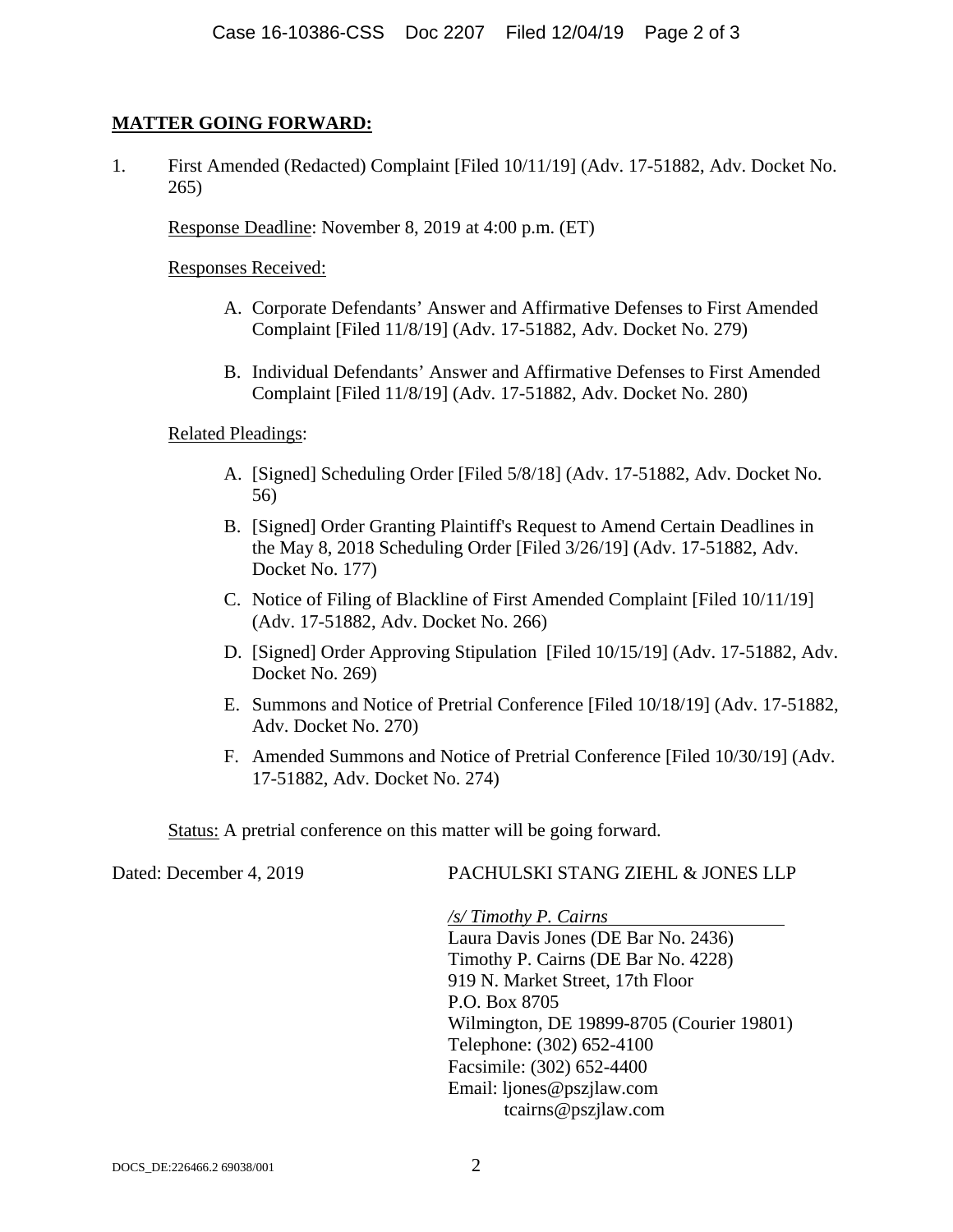**MATTER GOING FORWARD:**

1. First Amended (Redacted) Complaint [Filed 10/11/19] (Adv. 17-51882, Adv. Docket No. 265)

   Response Deadline: November 8, 2019 at 4:00 p.m. (ET)

   Responses Received:

   A. Corporate Defendants' Answer and Affirmative Defenses to First Amended Complaint [Filed 11/8/19] (Adv. 17-51882, Adv. Docket No. 279)

   B. Individual Defendants' Answer and Affirmative Defenses to First Amended Complaint [Filed 11/8/19] (Adv. 17-51882, Adv. Docket No. 280)

   Related Pleadings:

   A. [Signed] Scheduling Order [Filed 5/8/18] (Adv. 17-51882, Adv. Docket No. 56)

   B. [Signed] Order Granting Plaintiff's Request to Amend Certain Deadlines in the May 8, 2018 Scheduling Order [Filed 3/26/19] (Adv. 17-51882, Adv. Docket No. 177)

   C. Notice of Filing of Blackline of First Amended Complaint [Filed 10/11/19] (Adv. 17-51882, Adv. Docket No. 266)

   D. [Signed] Order Approving Stipulation [Filed 10/15/19] (Adv. 17-51882, Adv. Docket No. 269)

   E. Summons and Notice of Pretrial Conference [Filed 10/18/19] (Adv. 17-51882, Adv. Docket No. 270)

   F. Amended Summons and Notice of Pretrial Conference [Filed 10/30/19] (Adv. 17-51882, Adv. Docket No. 274)

   Status: A pretrial conference on this matter will be going forward.

Dated: December 4, 2019

PACHULSKI STANG ZIEHL & JONES LLP

*/s/ Timothy P. Cairns*
Laura Davis Jones (DE Bar No. 2436)
Timothy P. Cairns (DE Bar No. 4228)
919 N. Market Street, 17th Floor
P.O. Box 8705
Wilmington, DE 19899-8705 (Courier 19801)
Telephone: (302) 652-4100
Facsimile: (302) 652-4400
Email: ljones@pszjlaw.com
tcairns@pszjlaw.com

DOCS_DE:226466.2 69038/001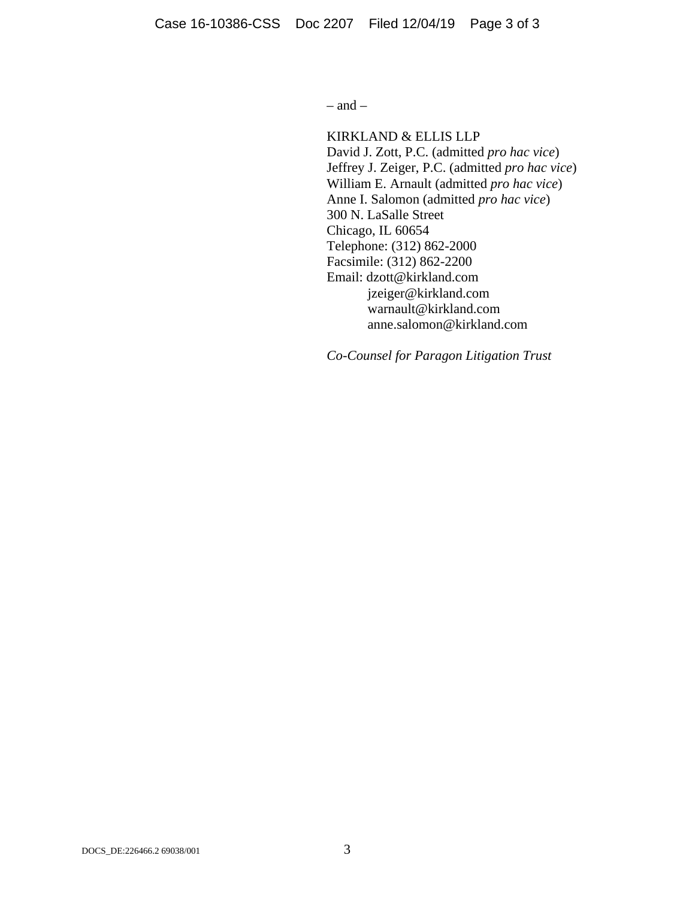– and –

KIRKLAND & ELLIS LLP
David J. Zott, P.C. (admitted *pro hac vice*)
Jeffrey J. Zeiger, P.C. (admitted *pro hac vice*)
William E. Arnault (admitted *pro hac vice*)
Anne I. Salomon (admitted *pro hac vice*)
300 N. LaSalle Street
Chicago, IL 60654
Telephone: (312) 862-2000
Facsimile: (312) 862-2200
Email: dzott@kirkland.com
jzeiger@kirkland.com
warnault@kirkland.com
anne.salomon@kirkland.com

*Co-Counsel for Paragon Litigation Trust*

DOCS_DE:226466.2 69038/001